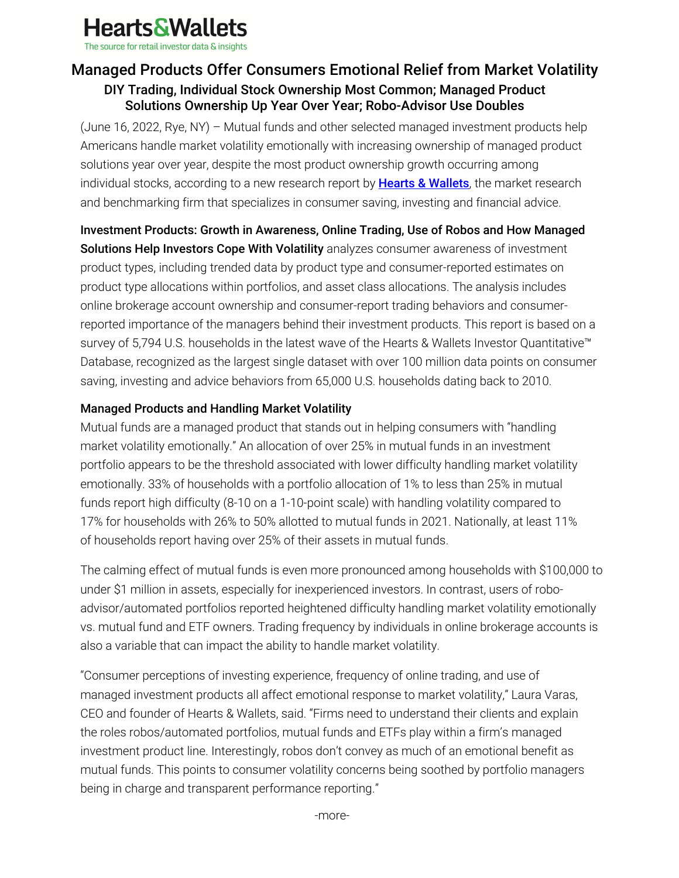**Hearts&Wallets**
The source for retail investor data & insights

# Managed Products Offer Consumers Emotional Relief from Market Volatility

## DIY Trading, Individual Stock Ownership Most Common; Managed Product Solutions Ownership Up Year Over Year; Robo-Advisor Use Doubles

(June 16, 2022, Rye, NY) – Mutual funds and other selected managed investment products help Americans handle market volatility emotionally with increasing ownership of managed product solutions year over year, despite the most product ownership growth occurring among individual stocks, according to a new research report by [Hearts & Wallets](), the market research and benchmarking firm that specializes in consumer saving, investing and financial advice.

**Investment Products: Growth in Awareness, Online Trading, Use of Robos and How Managed Solutions Help Investors Cope With Volatility** analyzes consumer awareness of investment product types, including trended data by product type and consumer-reported estimates on product type allocations within portfolios, and asset class allocations. The analysis includes online brokerage account ownership and consumer-report trading behaviors and consumer-reported importance of the managers behind their investment products. This report is based on a survey of 5,794 U.S. households in the latest wave of the Hearts & Wallets Investor Quantitative™ Database, recognized as the largest single dataset with over 100 million data points on consumer saving, investing and advice behaviors from 65,000 U.S. households dating back to 2010.

**Managed Products and Handling Market Volatility**

Mutual funds are a managed product that stands out in helping consumers with "handling market volatility emotionally." An allocation of over 25% in mutual funds in an investment portfolio appears to be the threshold associated with lower difficulty handling market volatility emotionally. 33% of households with a portfolio allocation of 1% to less than 25% in mutual funds report high difficulty (8-10 on a 1-10-point scale) with handling volatility compared to 17% for households with 26% to 50% allotted to mutual funds in 2021. Nationally, at least 11% of households report having over 25% of their assets in mutual funds.

The calming effect of mutual funds is even more pronounced among households with $100,000 to under $1 million in assets, especially for inexperienced investors. In contrast, users of robo-advisor/automated portfolios reported heightened difficulty handling market volatility emotionally vs. mutual fund and ETF owners. Trading frequency by individuals in online brokerage accounts is also a variable that can impact the ability to handle market volatility.

"Consumer perceptions of investing experience, frequency of online trading, and use of managed investment products all affect emotional response to market volatility," Laura Varas, CEO and founder of Hearts & Wallets, said. "Firms need to understand their clients and explain the roles robos/automated portfolios, mutual funds and ETFs play within a firm's managed investment product line. Interestingly, robos don't convey as much of an emotional benefit as mutual funds. This points to consumer volatility concerns being soothed by portfolio managers being in charge and transparent performance reporting."

-more-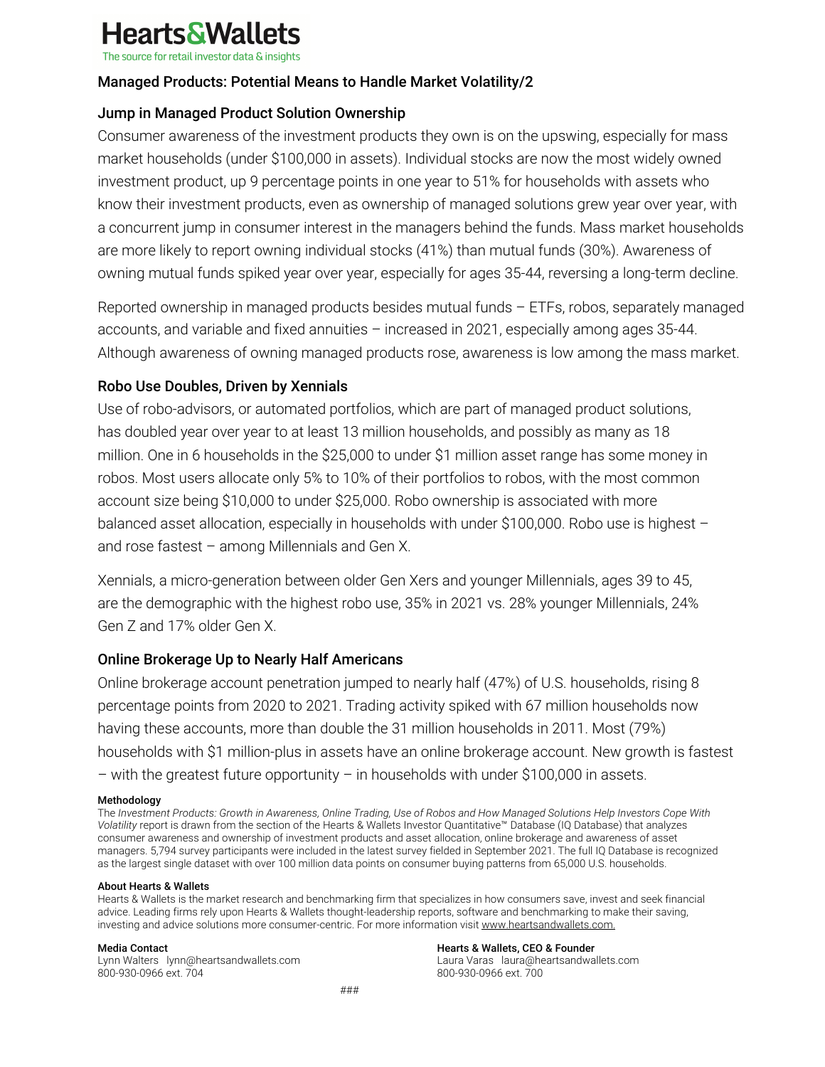## Managed Products: Potential Means to Handle Market Volatility/2

### Jump in Managed Product Solution Ownership

Consumer awareness of the investment products they own is on the upswing, especially for mass market households (under $100,000 in assets). Individual stocks are now the most widely owned investment product, up 9 percentage points in one year to 51% for households with assets who know their investment products, even as ownership of managed solutions grew year over year, with a concurrent jump in consumer interest in the managers behind the funds. Mass market households are more likely to report owning individual stocks (41%) than mutual funds (30%). Awareness of owning mutual funds spiked year over year, especially for ages 35-44, reversing a long-term decline.

Reported ownership in managed products besides mutual funds – ETFs, robos, separately managed accounts, and variable and fixed annuities – increased in 2021, especially among ages 35-44. Although awareness of owning managed products rose, awareness is low among the mass market.

### Robo Use Doubles, Driven by Xennials

Use of robo-advisors, or automated portfolios, which are part of managed product solutions, has doubled year over year to at least 13 million households, and possibly as many as 18 million. One in 6 households in the $25,000 to under $1 million asset range has some money in robos. Most users allocate only 5% to 10% of their portfolios to robos, with the most common account size being $10,000 to under $25,000. Robo ownership is associated with more balanced asset allocation, especially in households with under $100,000. Robo use is highest – and rose fastest – among Millennials and Gen X.

Xennials, a micro-generation between older Gen Xers and younger Millennials, ages 39 to 45, are the demographic with the highest robo use, 35% in 2021 vs. 28% younger Millennials, 24% Gen Z and 17% older Gen X.

### Online Brokerage Up to Nearly Half Americans

Online brokerage account penetration jumped to nearly half (47%) of U.S. households, rising 8 percentage points from 2020 to 2021. Trading activity spiked with 67 million households now having these accounts, more than double the 31 million households in 2011. Most (79%) households with $1 million-plus in assets have an online brokerage account. New growth is fastest – with the greatest future opportunity – in households with under $100,000 in assets.

**Methodology**

The *Investment Products: Growth in Awareness, Online Trading, Use of Robos and How Managed Solutions Help Investors Cope With Volatility* report is drawn from the section of the Hearts & Wallets Investor Quantitative™ Database (IQ Database) that analyzes consumer awareness and ownership of investment products and asset allocation, online brokerage and awareness of asset managers. 5,794 survey participants were included in the latest survey fielded in September 2021. The full IQ Database is recognized as the largest single dataset with over 100 million data points on consumer buying patterns from 65,000 U.S. households.

**About Hearts & Wallets**

Hearts & Wallets is the market research and benchmarking firm that specializes in how consumers save, invest and seek financial advice. Leading firms rely upon Hearts & Wallets thought-leadership reports, software and benchmarking to make their saving, investing and advice solutions more consumer-centric. For more information visit www.heartsandwallets.com.

**Media Contact**
Lynn Walters lynn@heartsandwallets.com
800-930-0966 ext. 704

**Hearts & Wallets, CEO & Founder**
Laura Varas laura@heartsandwallets.com
800-930-0966 ext. 700

###